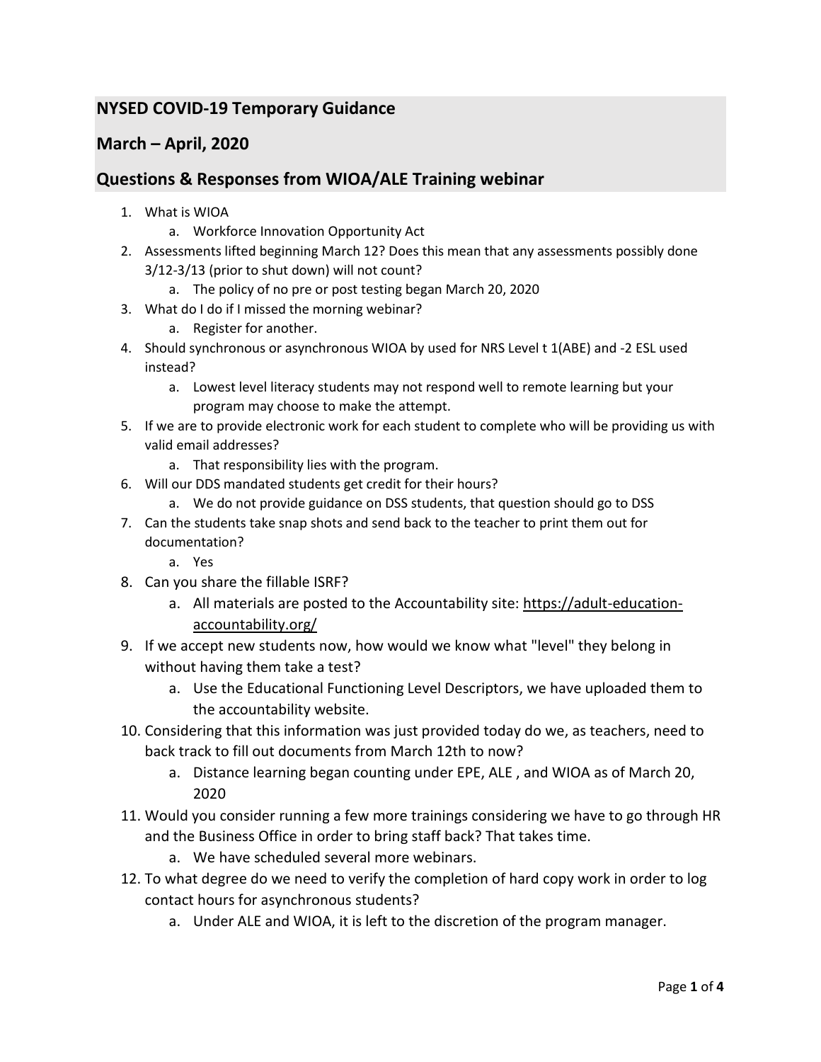## NYSED COVID-19 Temporary Guidance

## March – April, 2020

## Questions & Responses from WIOA/ALE Training webinar

1. What is WIOA
    a. Workforce Innovation Opportunity Act
2. Assessments lifted beginning March 12? Does this mean that any assessments possibly done 3/12-3/13 (prior to shut down) will not count?
    a. The policy of no pre or post testing began March 20, 2020
3. What do I do if I missed the morning webinar?
    a. Register for another.
4. Should synchronous or asynchronous WIOA by used for NRS Level t 1(ABE) and -2 ESL used instead?
    a. Lowest level literacy students may not respond well to remote learning but your program may choose to make the attempt.
5. If we are to provide electronic work for each student to complete who will be providing us with valid email addresses?
    a. That responsibility lies with the program.
6. Will our DDS mandated students get credit for their hours?
    a. We do not provide guidance on DSS students, that question should go to DSS
7. Can the students take snap shots and send back to the teacher to print them out for documentation?
    a. Yes
8. Can you share the fillable ISRF?
    a. All materials are posted to the Accountability site: https://adult-education-accountability.org/
9. If we accept new students now, how would we know what "level" they belong in without having them take a test?
    a. Use the Educational Functioning Level Descriptors, we have uploaded them to the accountability website.
10. Considering that this information was just provided today do we, as teachers, need to back track to fill out documents from March 12th to now?
    a. Distance learning began counting under EPE, ALE , and WIOA as of March 20, 2020
11. Would you consider running a few more trainings considering we have to go through HR and the Business Office in order to bring staff back? That takes time.
    a. We have scheduled several more webinars.
12. To what degree do we need to verify the completion of hard copy work in order to log contact hours for asynchronous students?
    a. Under ALE and WIOA, it is left to the discretion of the program manager.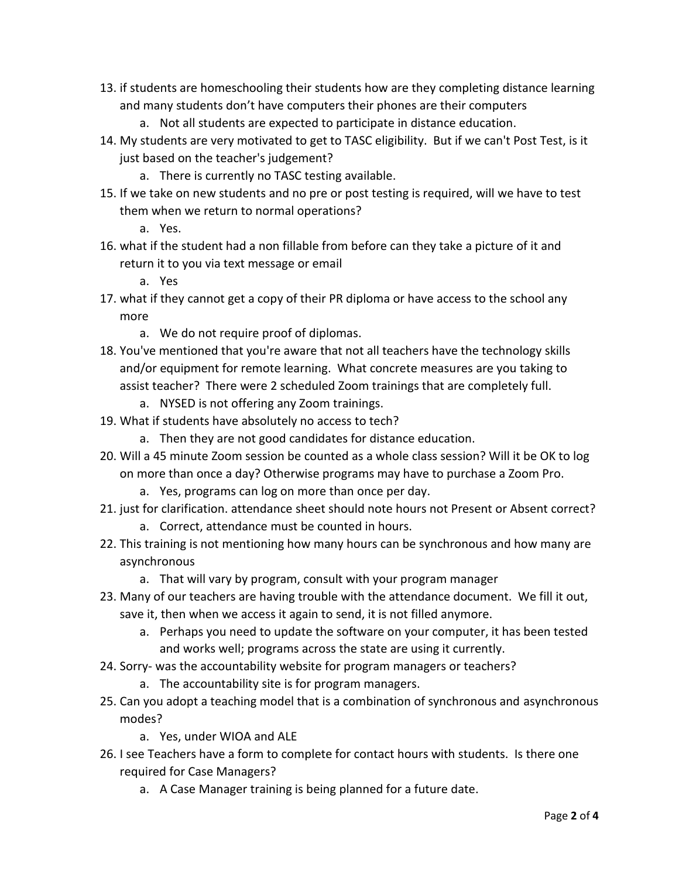13. if students are homeschooling their students how are they completing distance learning and many students don't have computers their phones are their computers
    a. Not all students are expected to participate in distance education.
14. My students are very motivated to get to TASC eligibility. But if we can't Post Test, is it just based on the teacher's judgement?
    a. There is currently no TASC testing available.
15. If we take on new students and no pre or post testing is required, will we have to test them when we return to normal operations?
    a. Yes.
16. what if the student had a non fillable from before can they take a picture of it and return it to you via text message or email
    a. Yes
17. what if they cannot get a copy of their PR diploma or have access to the school any more
    a. We do not require proof of diplomas.
18. You've mentioned that you're aware that not all teachers have the technology skills and/or equipment for remote learning. What concrete measures are you taking to assist teacher? There were 2 scheduled Zoom trainings that are completely full.
    a. NYSED is not offering any Zoom trainings.
19. What if students have absolutely no access to tech?
    a. Then they are not good candidates for distance education.
20. Will a 45 minute Zoom session be counted as a whole class session? Will it be OK to log on more than once a day? Otherwise programs may have to purchase a Zoom Pro.
    a. Yes, programs can log on more than once per day.
21. just for clarification. attendance sheet should note hours not Present or Absent correct?
    a. Correct, attendance must be counted in hours.
22. This training is not mentioning how many hours can be synchronous and how many are asynchronous
    a. That will vary by program, consult with your program manager
23. Many of our teachers are having trouble with the attendance document. We fill it out, save it, then when we access it again to send, it is not filled anymore.
    a. Perhaps you need to update the software on your computer, it has been tested and works well; programs across the state are using it currently.
24. Sorry- was the accountability website for program managers or teachers?
    a. The accountability site is for program managers.
25. Can you adopt a teaching model that is a combination of synchronous and asynchronous modes?
    a. Yes, under WIOA and ALE
26. I see Teachers have a form to complete for contact hours with students. Is there one required for Case Managers?
    a. A Case Manager training is being planned for a future date.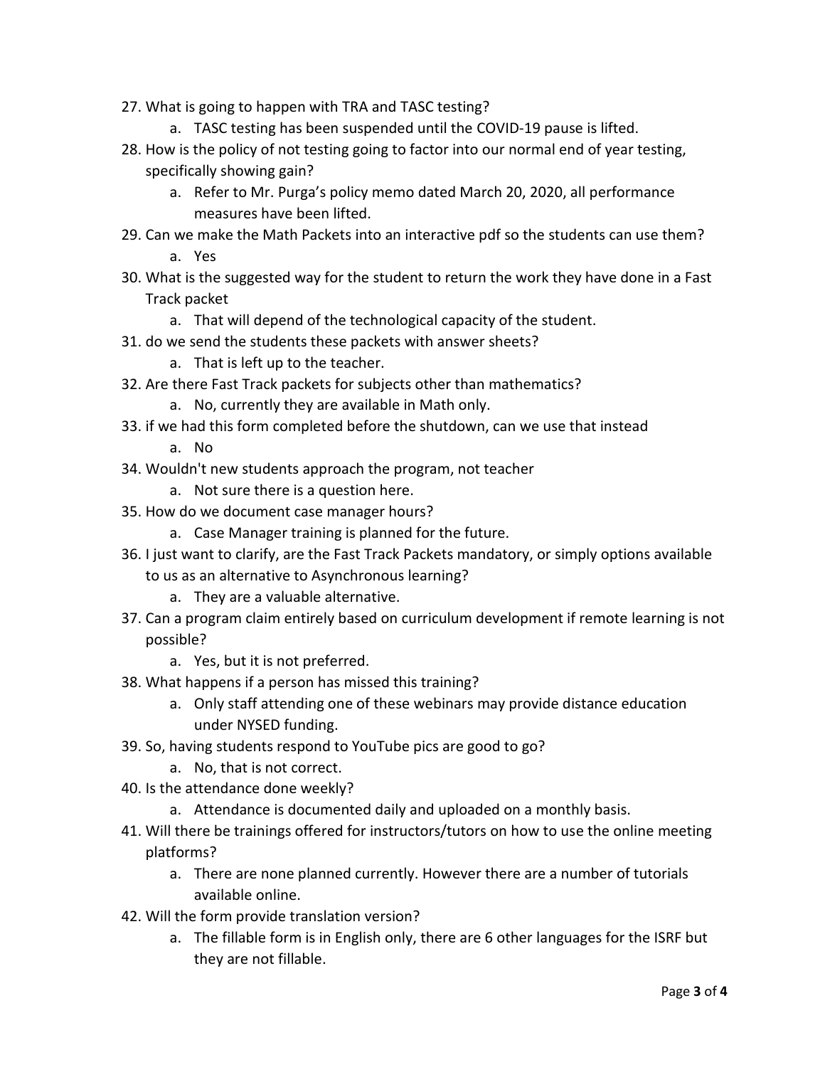27. What is going to happen with TRA and TASC testing?
    a. TASC testing has been suspended until the COVID-19 pause is lifted.
28. How is the policy of not testing going to factor into our normal end of year testing, specifically showing gain?
    a. Refer to Mr. Purga's policy memo dated March 20, 2020, all performance measures have been lifted.
29. Can we make the Math Packets into an interactive pdf so the students can use them?
    a. Yes
30. What is the suggested way for the student to return the work they have done in a Fast Track packet
    a. That will depend of the technological capacity of the student.
31. do we send the students these packets with answer sheets?
    a. That is left up to the teacher.
32. Are there Fast Track packets for subjects other than mathematics?
    a. No, currently they are available in Math only.
33. if we had this form completed before the shutdown, can we use that instead
    a. No
34. Wouldn't new students approach the program, not teacher
    a. Not sure there is a question here.
35. How do we document case manager hours?
    a. Case Manager training is planned for the future.
36. I just want to clarify, are the Fast Track Packets mandatory, or simply options available to us as an alternative to Asynchronous learning?
    a. They are a valuable alternative.
37. Can a program claim entirely based on curriculum development if remote learning is not possible?
    a. Yes, but it is not preferred.
38. What happens if a person has missed this training?
    a. Only staff attending one of these webinars may provide distance education under NYSED funding.
39. So, having students respond to YouTube pics are good to go?
    a. No, that is not correct.
40. Is the attendance done weekly?
    a. Attendance is documented daily and uploaded on a monthly basis.
41. Will there be trainings offered for instructors/tutors on how to use the online meeting platforms?
    a. There are none planned currently. However there are a number of tutorials available online.
42. Will the form provide translation version?
    a. The fillable form is in English only, there are 6 other languages for the ISRF but they are not fillable.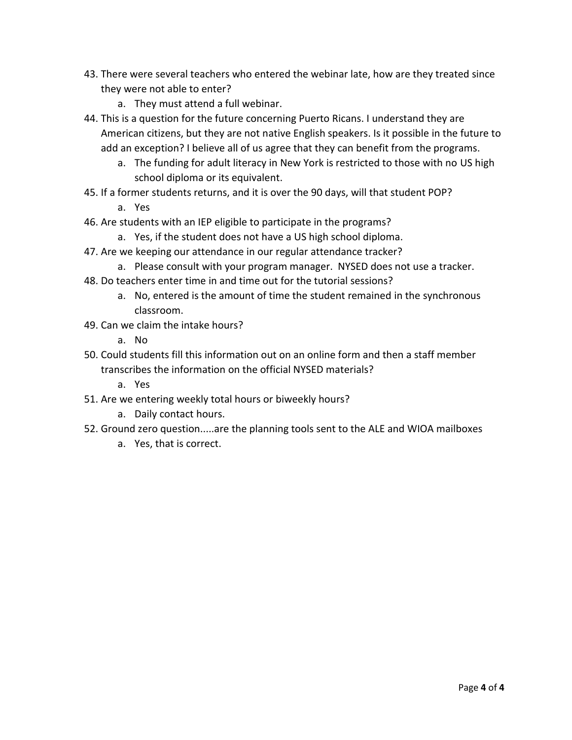43. There were several teachers who entered the webinar late, how are they treated since they were not able to enter?
    a. They must attend a full webinar.
44. This is a question for the future concerning Puerto Ricans. I understand they are American citizens, but they are not native English speakers. Is it possible in the future to add an exception? I believe all of us agree that they can benefit from the programs.
    a. The funding for adult literacy in New York is restricted to those with no US high school diploma or its equivalent.
45. If a former students returns, and it is over the 90 days, will that student POP?
    a. Yes
46. Are students with an IEP eligible to participate in the programs?
    a. Yes, if the student does not have a US high school diploma.
47. Are we keeping our attendance in our regular attendance tracker?
    a. Please consult with your program manager. NYSED does not use a tracker.
48. Do teachers enter time in and time out for the tutorial sessions?
    a. No, entered is the amount of time the student remained in the synchronous classroom.
49. Can we claim the intake hours?
    a. No
50. Could students fill this information out on an online form and then a staff member transcribes the information on the official NYSED materials?
    a. Yes
51. Are we entering weekly total hours or biweekly hours?
    a. Daily contact hours.
52. Ground zero question.....are the planning tools sent to the ALE and WIOA mailboxes
    a. Yes, that is correct.